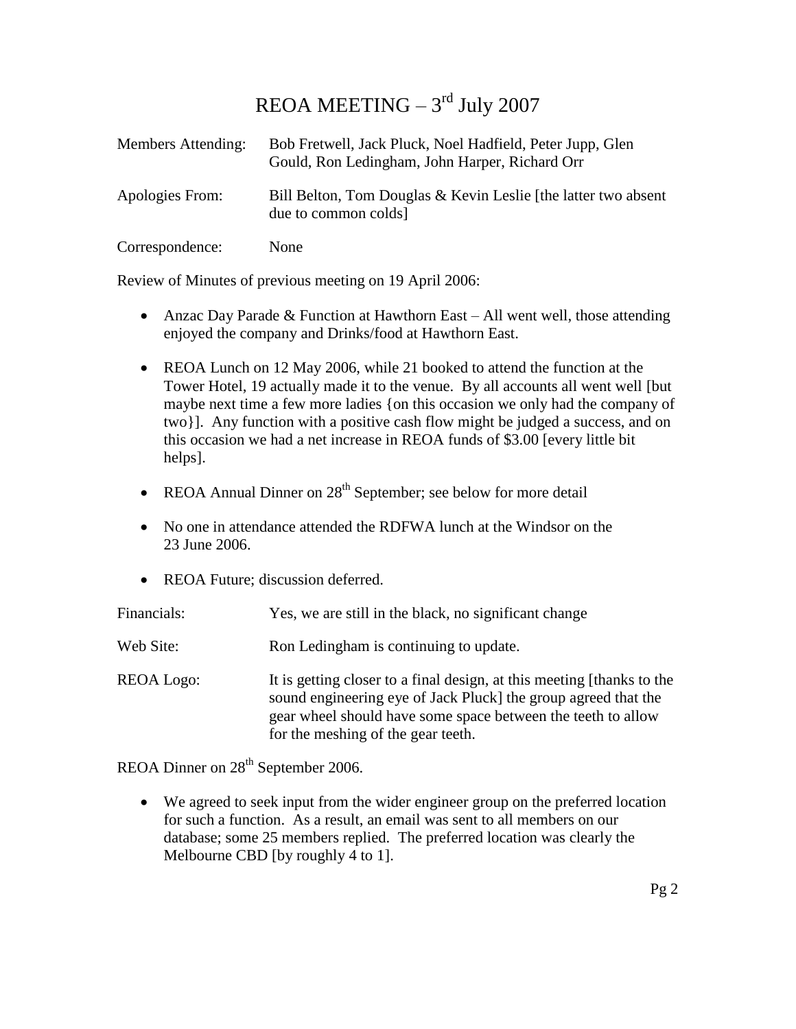# REOA MEETING – 3rd July 2007

Members Attending: Bob Fretwell, Jack Pluck, Noel Hadfield, Peter Jupp, Glen Gould, Ron Ledingham, John Harper, Richard Orr

Apologies From: Bill Belton, Tom Douglas & Kevin Leslie [the latter two absent due to common colds]

Correspondence: None

Review of Minutes of previous meeting on 19 April 2006:

- Anzac Day Parade & Function at Hawthorn East – All went well, those attending enjoyed the company and Drinks/food at Hawthorn East.
- REOA Lunch on 12 May 2006, while 21 booked to attend the function at the Tower Hotel, 19 actually made it to the venue. By all accounts all went well [but maybe next time a few more ladies {on this occasion we only had the company of two}]. Any function with a positive cash flow might be judged a success, and on this occasion we had a net increase in REOA funds of $3.00 [every little bit helps].
- REOA Annual Dinner on 28th September; see below for more detail
- No one in attendance attended the RDFWA lunch at the Windsor on the 23 June 2006.
- REOA Future; discussion deferred.

Financials: Yes, we are still in the black, no significant change

Web Site: Ron Ledingham is continuing to update.

REOA Logo: It is getting closer to a final design, at this meeting [thanks to the sound engineering eye of Jack Pluck] the group agreed that the gear wheel should have some space between the teeth to allow for the meshing of the gear teeth.

REOA Dinner on 28th September 2006.

- We agreed to seek input from the wider engineer group on the preferred location for such a function. As a result, an email was sent to all members on our database; some 25 members replied. The preferred location was clearly the Melbourne CBD [by roughly 4 to 1].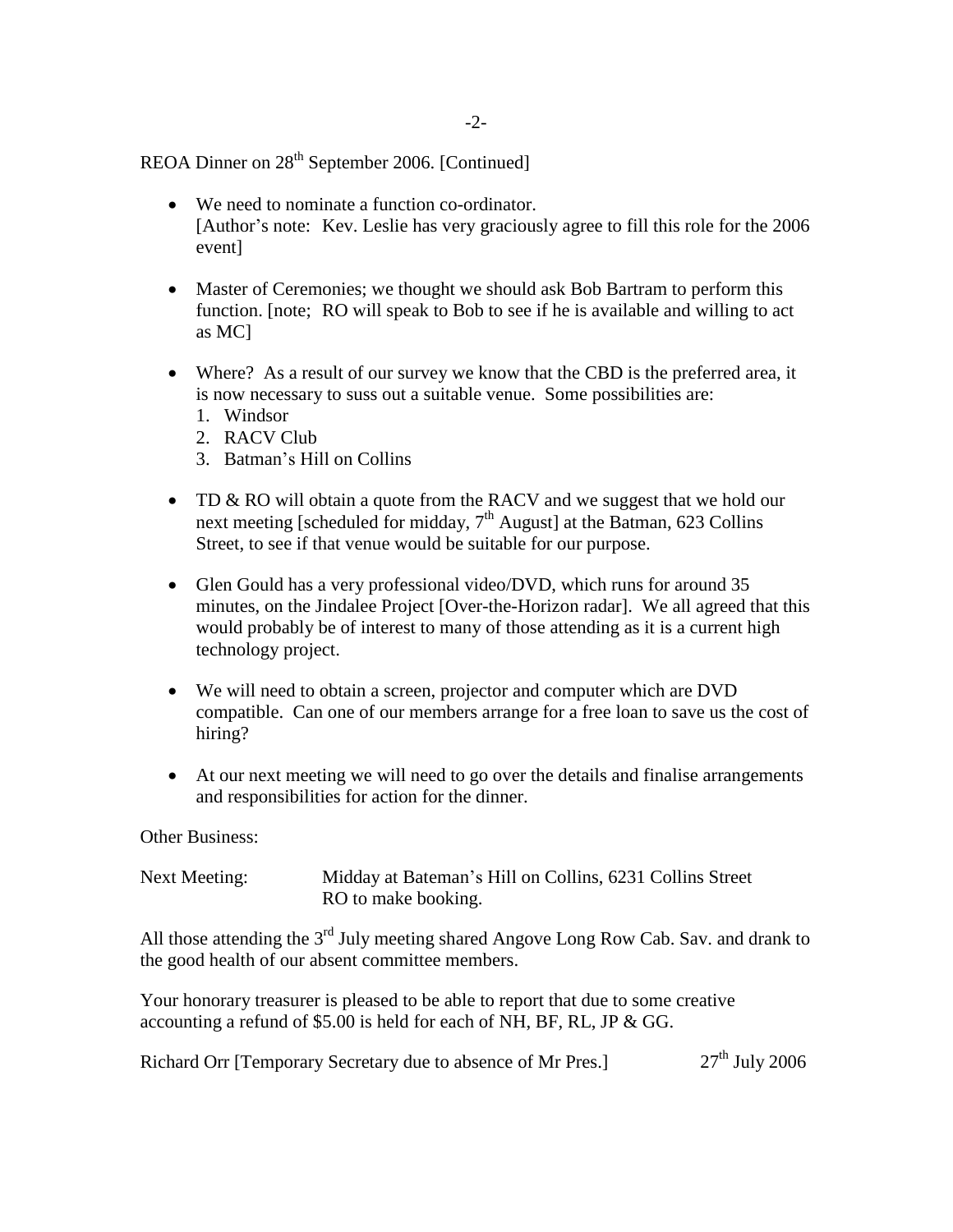REOA Dinner on 28th September 2006. [Continued]

- We need to nominate a function co-ordinator.
  [Author's note: Kev. Leslie has very graciously agree to fill this role for the 2006 event]

- Master of Ceremonies; we thought we should ask Bob Bartram to perform this function. [note; RO will speak to Bob to see if he is available and willing to act as MC]

- Where? As a result of our survey we know that the CBD is the preferred area, it is now necessary to suss out a suitable venue. Some possibilities are:
  1. Windsor
  2. RACV Club
  3. Batman's Hill on Collins

- TD & RO will obtain a quote from the RACV and we suggest that we hold our next meeting [scheduled for midday, 7th August] at the Batman, 623 Collins Street, to see if that venue would be suitable for our purpose.

- Glen Gould has a very professional video/DVD, which runs for around 35 minutes, on the Jindalee Project [Over-the-Horizon radar]. We all agreed that this would probably be of interest to many of those attending as it is a current high technology project.

- We will need to obtain a screen, projector and computer which are DVD compatible. Can one of our members arrange for a free loan to save us the cost of hiring?

- At our next meeting we will need to go over the details and finalise arrangements and responsibilities for action for the dinner.

Other Business:

Next Meeting: Midday at Bateman's Hill on Collins, 6231 Collins Street
RO to make booking.

All those attending the 3rd July meeting shared Angove Long Row Cab. Sav. and drank to the good health of our absent committee members.

Your honorary treasurer is pleased to be able to report that due to some creative accounting a refund of $5.00 is held for each of NH, BF, RL, JP & GG.

Richard Orr [Temporary Secretary due to absence of Mr Pres.] 27th July 2006